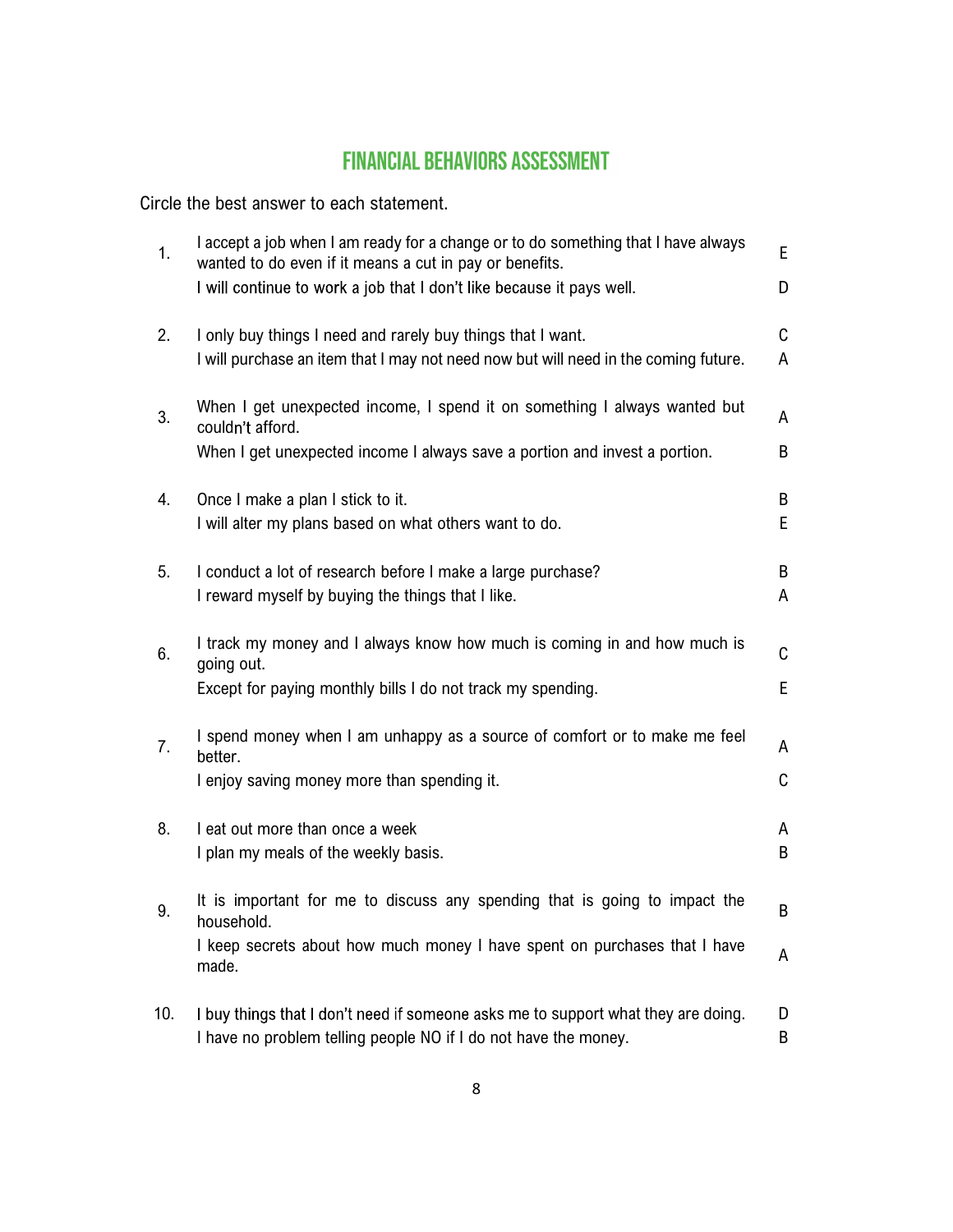# FINANCIAL BEHAVIORS ASSESSMENT

Circle the best answer to each statement.

| | | |
|---|---|---|
| 1. | I accept a job when I am ready for a change or to do something that I have always wanted to do even if it means a cut in pay or benefits. | E |
| | I will continue to work a job that I don't like because it pays well. | D |
| 2. | I only buy things I need and rarely buy things that I want. | C |
| | I will purchase an item that I may not need now but will need in the coming future. | A |
| 3. | When I get unexpected income, I spend it on something I always wanted but couldn't afford. | A |
| | When I get unexpected income I always save a portion and invest a portion. | B |
| 4. | Once I make a plan I stick to it. | B |
| | I will alter my plans based on what others want to do. | E |
| 5. | I conduct a lot of research before I make a large purchase? | B |
| | I reward myself by buying the things that I like. | A |
| 6. | I track my money and I always know how much is coming in and how much is going out. | C |
| | Except for paying monthly bills I do not track my spending. | E |
| 7. | I spend money when I am unhappy as a source of comfort or to make me feel better. | A |
| | I enjoy saving money more than spending it. | C |
| 8. | I eat out more than once a week | A |
| | I plan my meals of the weekly basis. | B |
| 9. | It is important for me to discuss any spending that is going to impact the household. | B |
| | I keep secrets about how much money I have spent on purchases that I have made. | A |
| 10. | I buy things that I don't need if someone asks me to support what they are doing. | D |
| | I have no problem telling people NO if I do not have the money. | B |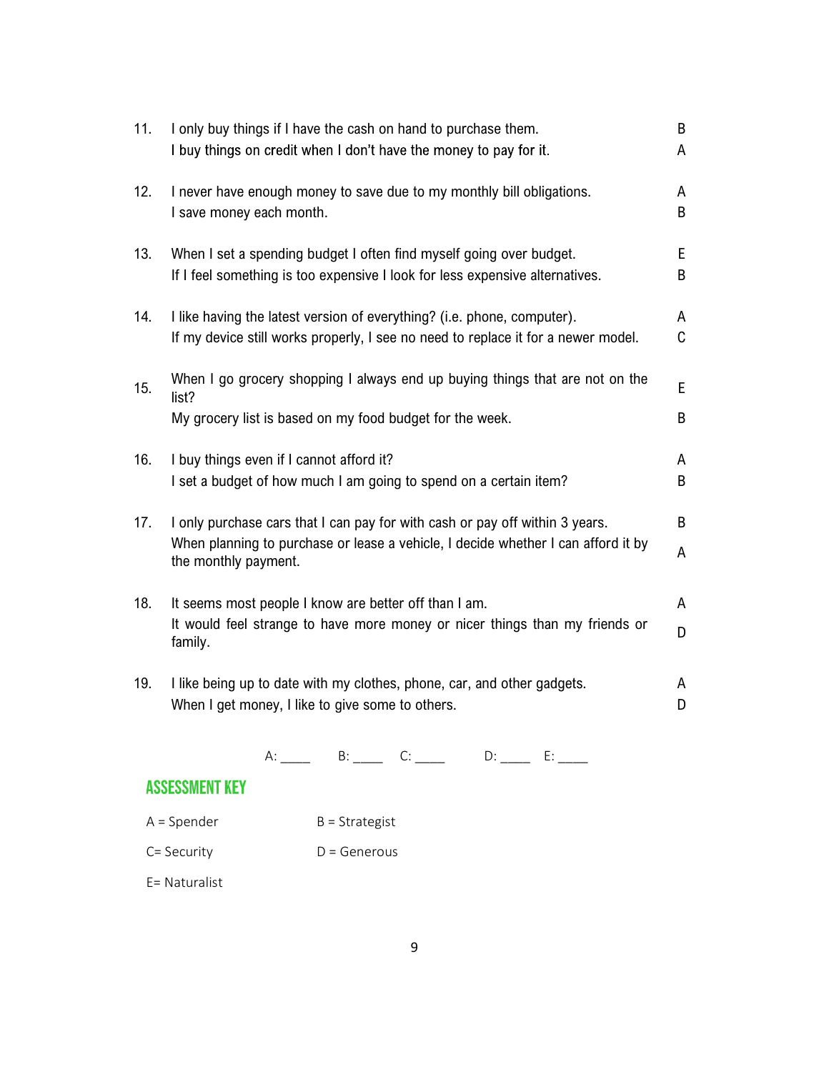| | | |
|---|---|---|
| 11. | I only buy things if I have the cash on hand to purchase them. | B |
| | I buy things on credit when I don't have the money to pay for it. | A |
| 12. | I never have enough money to save due to my monthly bill obligations. | A |
| | I save money each month. | B |
| 13. | When I set a spending budget I often find myself going over budget. | E |
| | If I feel something is too expensive I look for less expensive alternatives. | B |
| 14. | I like having the latest version of everything? (i.e. phone, computer). | A |
| | If my device still works properly, I see no need to replace it for a newer model. | C |
| 15. | When I go grocery shopping I always end up buying things that are not on the list? | E |
| | My grocery list is based on my food budget for the week. | B |
| 16. | I buy things even if I cannot afford it? | A |
| | I set a budget of how much I am going to spend on a certain item? | B |
| 17. | I only purchase cars that I can pay for with cash or pay off within 3 years. | B |
| | When planning to purchase or lease a vehicle, I decide whether I can afford it by the monthly payment. | A |
| 18. | It seems most people I know are better off than I am. | A |
| | It would feel strange to have more money or nicer things than my friends or family. | D |
| 19. | I like being up to date with my clothes, phone, car, and other gadgets. | A |
| | When I get money, I like to give some to others. | D |

A: ____ B: ____ C: ____ D: ____ E: ____

## ASSESSMENT KEY

A = Spender B = Strategist

C= Security D = Generous

E= Naturalist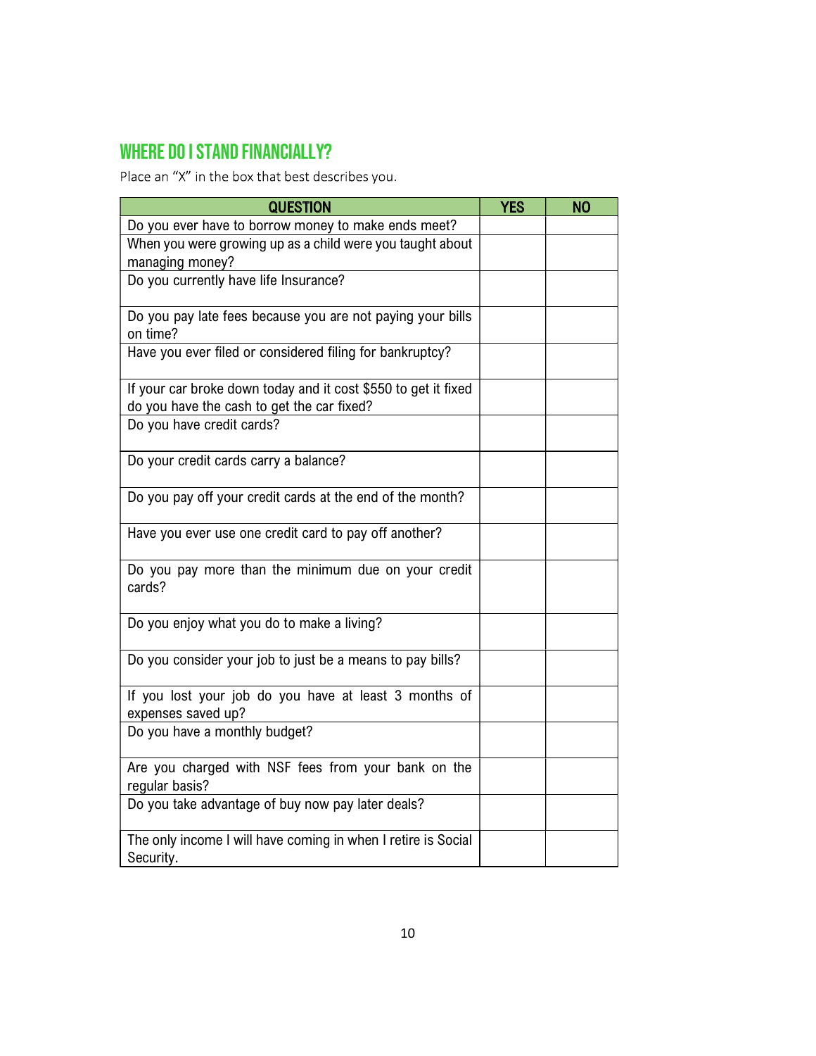## WHERE DO I STAND FINANCIALLY?

Place an "X" in the box that best describes you.

| QUESTION | YES | NO |
|---|---|---|
| Do you ever have to borrow money to make ends meet? | | |
| When you were growing up as a child were you taught about managing money? | | |
| Do you currently have life Insurance? | | |
| Do you pay late fees because you are not paying your bills on time? | | |
| Have you ever filed or considered filing for bankruptcy? | | |
| If your car broke down today and it cost $550 to get it fixed do you have the cash to get the car fixed? | | |
| Do you have credit cards? | | |
| Do your credit cards carry a balance? | | |
| Do you pay off your credit cards at the end of the month? | | |
| Have you ever use one credit card to pay off another? | | |
| Do you pay more than the minimum due on your credit cards? | | |
| Do you enjoy what you do to make a living? | | |
| Do you consider your job to just be a means to pay bills? | | |
| If you lost your job do you have at least 3 months of expenses saved up? | | |
| Do you have a monthly budget? | | |
| Are you charged with NSF fees from your bank on the regular basis? | | |
| Do you take advantage of buy now pay later deals? | | |
| The only income I will have coming in when I retire is Social Security. | | |